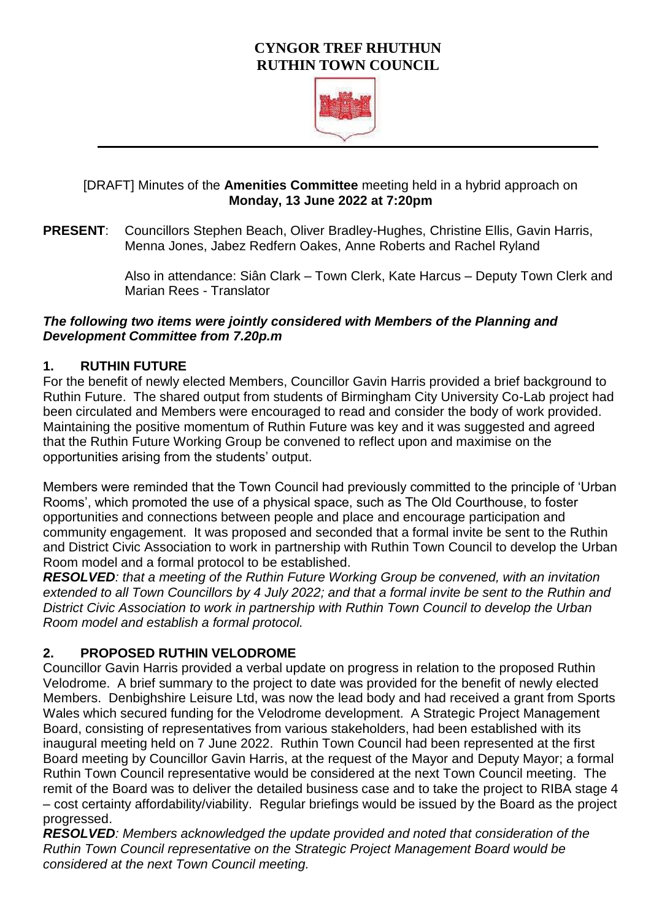# CYNGOR TREF RHUTHUN
# RUTHIN TOWN COUNCIL

[DRAFT] Minutes of the **Amenities Committee** meeting held in a hybrid approach on **Monday, 13 June 2022 at 7:20pm**

**PRESENT**: Councillors Stephen Beach, Oliver Bradley-Hughes, Christine Ellis, Gavin Harris, Menna Jones, Jabez Redfern Oakes, Anne Roberts and Rachel Ryland

Also in attendance: Siân Clark – Town Clerk, Kate Harcus – Deputy Town Clerk and Marian Rees - Translator

***The following two items were jointly considered with Members of the Planning and Development Committee from 7.20p.m***

## 1. RUTHIN FUTURE

For the benefit of newly elected Members, Councillor Gavin Harris provided a brief background to Ruthin Future. The shared output from students of Birmingham City University Co-Lab project had been circulated and Members were encouraged to read and consider the body of work provided. Maintaining the positive momentum of Ruthin Future was key and it was suggested and agreed that the Ruthin Future Working Group be convened to reflect upon and maximise on the opportunities arising from the students' output.

Members were reminded that the Town Council had previously committed to the principle of 'Urban Rooms', which promoted the use of a physical space, such as The Old Courthouse, to foster opportunities and connections between people and place and encourage participation and community engagement. It was proposed and seconded that a formal invite be sent to the Ruthin and District Civic Association to work in partnership with Ruthin Town Council to develop the Urban Room model and a formal protocol to be established.

***RESOLVED****: that a meeting of the Ruthin Future Working Group be convened, with an invitation extended to all Town Councillors by 4 July 2022; and that a formal invite be sent to the Ruthin and District Civic Association to work in partnership with Ruthin Town Council to develop the Urban Room model and establish a formal protocol.*

## 2. PROPOSED RUTHIN VELODROME

Councillor Gavin Harris provided a verbal update on progress in relation to the proposed Ruthin Velodrome. A brief summary to the project to date was provided for the benefit of newly elected Members. Denbighshire Leisure Ltd, was now the lead body and had received a grant from Sports Wales which secured funding for the Velodrome development. A Strategic Project Management Board, consisting of representatives from various stakeholders, had been established with its inaugural meeting held on 7 June 2022. Ruthin Town Council had been represented at the first Board meeting by Councillor Gavin Harris, at the request of the Mayor and Deputy Mayor; a formal Ruthin Town Council representative would be considered at the next Town Council meeting. The remit of the Board was to deliver the detailed business case and to take the project to RIBA stage 4 – cost certainty affordability/viability. Regular briefings would be issued by the Board as the project progressed.

***RESOLVED****: Members acknowledged the update provided and noted that consideration of the Ruthin Town Council representative on the Strategic Project Management Board would be considered at the next Town Council meeting.*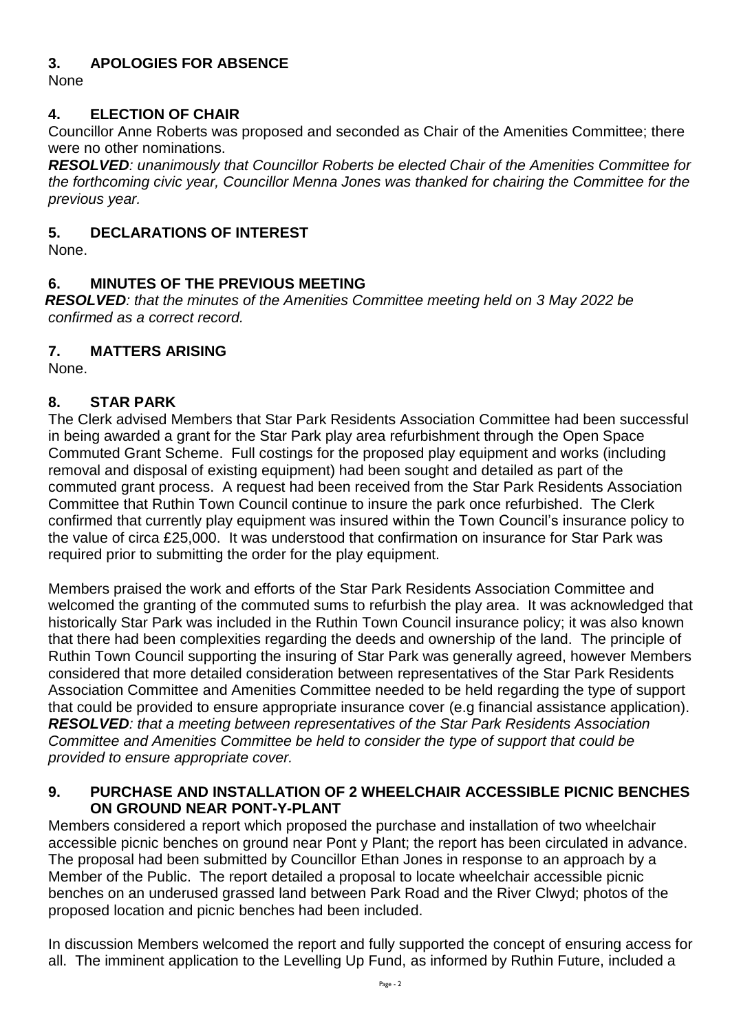## 3. APOLOGIES FOR ABSENCE

None

## 4. ELECTION OF CHAIR

Councillor Anne Roberts was proposed and seconded as Chair of the Amenities Committee; there were no other nominations.

***RESOLVED****: unanimously that Councillor Roberts be elected Chair of the Amenities Committee for the forthcoming civic year, Councillor Menna Jones was thanked for chairing the Committee for the previous year.*

## 5. DECLARATIONS OF INTEREST

None.

## 6. MINUTES OF THE PREVIOUS MEETING

***RESOLVED****: that the minutes of the Amenities Committee meeting held on 3 May 2022 be confirmed as a correct record.*

## 7. MATTERS ARISING

None.

## 8. STAR PARK

The Clerk advised Members that Star Park Residents Association Committee had been successful in being awarded a grant for the Star Park play area refurbishment through the Open Space Commuted Grant Scheme. Full costings for the proposed play equipment and works (including removal and disposal of existing equipment) had been sought and detailed as part of the commuted grant process. A request had been received from the Star Park Residents Association Committee that Ruthin Town Council continue to insure the park once refurbished. The Clerk confirmed that currently play equipment was insured within the Town Council's insurance policy to the value of circa £25,000. It was understood that confirmation on insurance for Star Park was required prior to submitting the order for the play equipment.

Members praised the work and efforts of the Star Park Residents Association Committee and welcomed the granting of the commuted sums to refurbish the play area. It was acknowledged that historically Star Park was included in the Ruthin Town Council insurance policy; it was also known that there had been complexities regarding the deeds and ownership of the land. The principle of Ruthin Town Council supporting the insuring of Star Park was generally agreed, however Members considered that more detailed consideration between representatives of the Star Park Residents Association Committee and Amenities Committee needed to be held regarding the type of support that could be provided to ensure appropriate insurance cover (e.g financial assistance application).

***RESOLVED****: that a meeting between representatives of the Star Park Residents Association Committee and Amenities Committee be held to consider the type of support that could be provided to ensure appropriate cover.*

## 9. PURCHASE AND INSTALLATION OF 2 WHEELCHAIR ACCESSIBLE PICNIC BENCHES ON GROUND NEAR PONT-Y-PLANT

Members considered a report which proposed the purchase and installation of two wheelchair accessible picnic benches on ground near Pont y Plant; the report has been circulated in advance. The proposal had been submitted by Councillor Ethan Jones in response to an approach by a Member of the Public. The report detailed a proposal to locate wheelchair accessible picnic benches on an underused grassed land between Park Road and the River Clwyd; photos of the proposed location and picnic benches had been included.

In discussion Members welcomed the report and fully supported the concept of ensuring access for all. The imminent application to the Levelling Up Fund, as informed by Ruthin Future, included a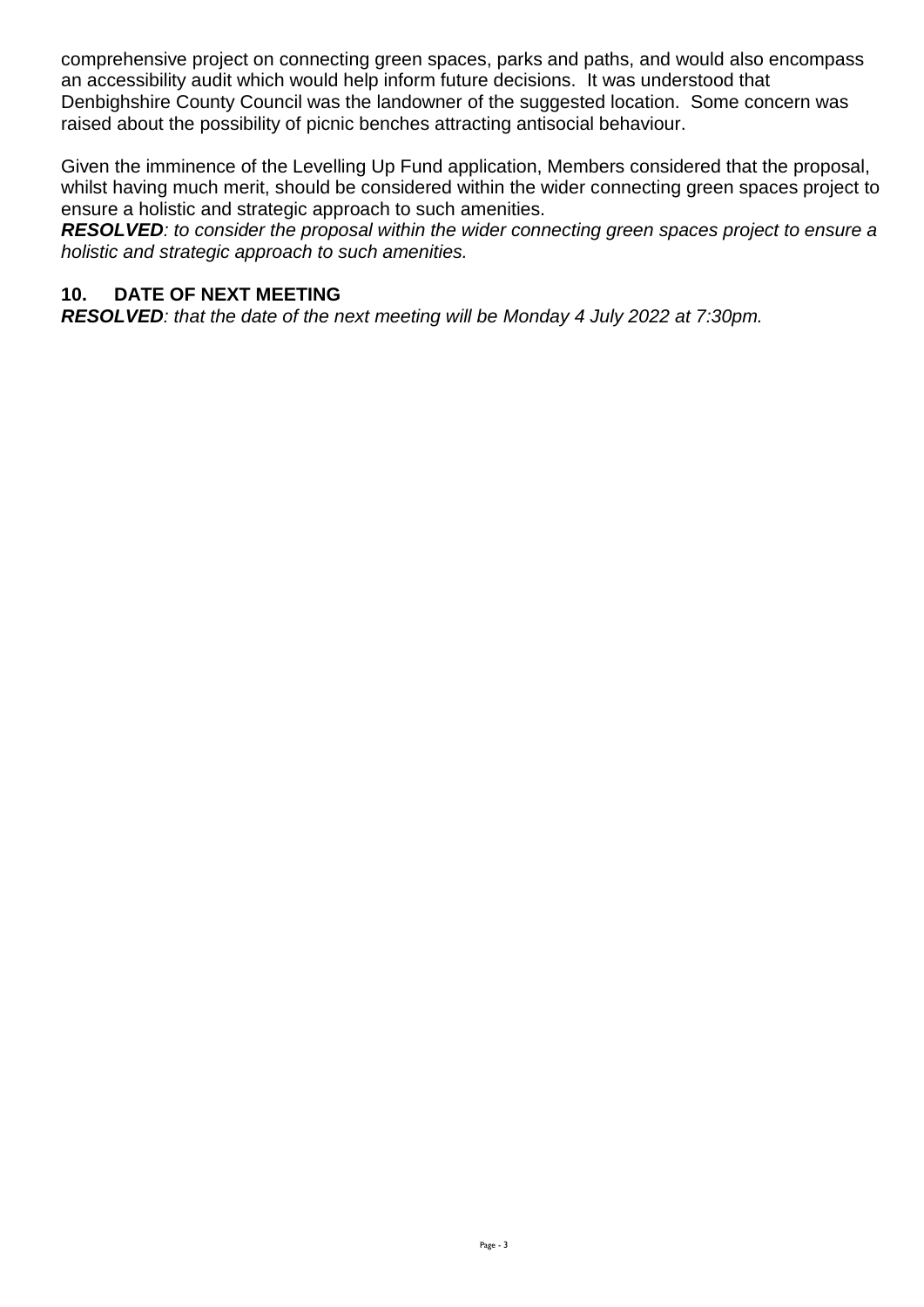comprehensive project on connecting green spaces, parks and paths, and would also encompass an accessibility audit which would help inform future decisions. It was understood that Denbighshire County Council was the landowner of the suggested location. Some concern was raised about the possibility of picnic benches attracting antisocial behaviour.

Given the imminence of the Levelling Up Fund application, Members considered that the proposal, whilst having much merit, should be considered within the wider connecting green spaces project to ensure a holistic and strategic approach to such amenities.
***RESOLVED****: to consider the proposal within the wider connecting green spaces project to ensure a holistic and strategic approach to such amenities.*

## 10. DATE OF NEXT MEETING

***RESOLVED****: that the date of the next meeting will be Monday 4 July 2022 at 7:30pm.*